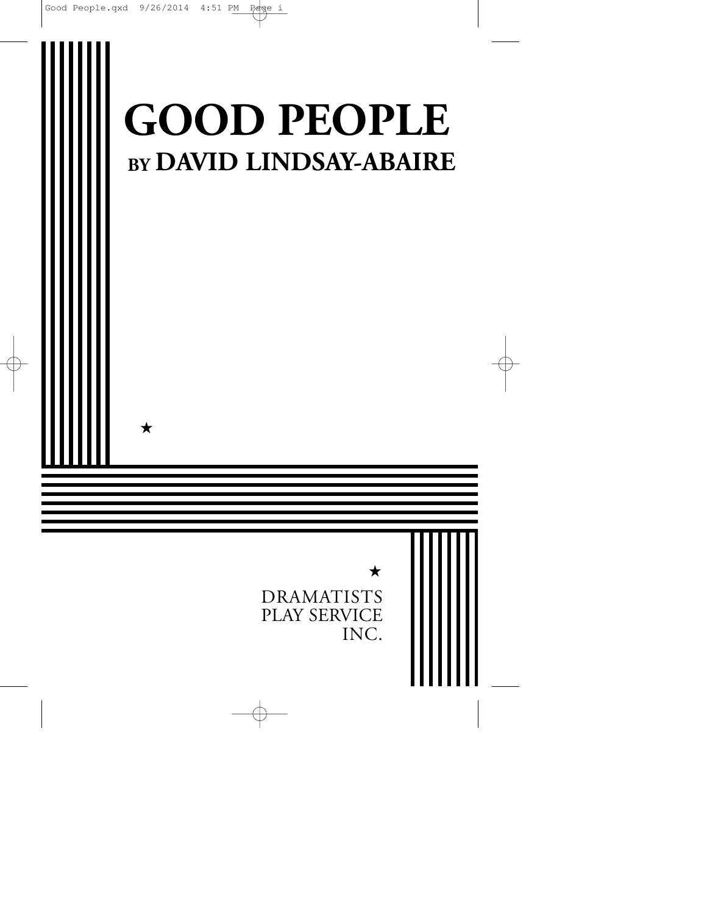# GOOD PEOPLE

## BY DAVID LINDSAY-ABAIRE

★

★

DRAMATISTS
PLAY SERVICE
INC.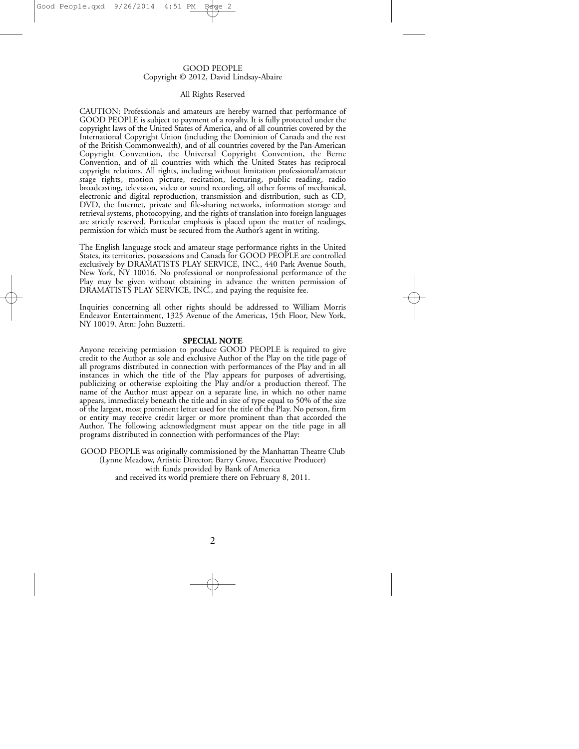GOOD PEOPLE
Copyright © 2012, David Lindsay-Abaire

All Rights Reserved

CAUTION: Professionals and amateurs are hereby warned that performance of GOOD PEOPLE is subject to payment of a royalty. It is fully protected under the copyright laws of the United States of America, and of all countries covered by the International Copyright Union (including the Dominion of Canada and the rest of the British Commonwealth), and of all countries covered by the Pan-American Copyright Convention, the Universal Copyright Convention, the Berne Convention, and of all countries with which the United States has reciprocal copyright relations. All rights, including without limitation professional/amateur stage rights, motion picture, recitation, lecturing, public reading, radio broadcasting, television, video or sound recording, all other forms of mechanical, electronic and digital reproduction, transmission and distribution, such as CD, DVD, the Internet, private and file-sharing networks, information storage and retrieval systems, photocopying, and the rights of translation into foreign languages are strictly reserved. Particular emphasis is placed upon the matter of readings, permission for which must be secured from the Author's agent in writing.

The English language stock and amateur stage performance rights in the United States, its territories, possessions and Canada for GOOD PEOPLE are controlled exclusively by DRAMATISTS PLAY SERVICE, INC., 440 Park Avenue South, New York, NY 10016. No professional or nonprofessional performance of the Play may be given without obtaining in advance the written permission of DRAMATISTS PLAY SERVICE, INC., and paying the requisite fee.

Inquiries concerning all other rights should be addressed to William Morris Endeavor Entertainment, 1325 Avenue of the Americas, 15th Floor, New York, NY 10019. Attn: John Buzzetti.

**SPECIAL NOTE**

Anyone receiving permission to produce GOOD PEOPLE is required to give credit to the Author as sole and exclusive Author of the Play on the title page of all programs distributed in connection with performances of the Play and in all instances in which the title of the Play appears for purposes of advertising, publicizing or otherwise exploiting the Play and/or a production thereof. The name of the Author must appear on a separate line, in which no other name appears, immediately beneath the title and in size of type equal to 50% of the size of the largest, most prominent letter used for the title of the Play. No person, firm or entity may receive credit larger or more prominent than that accorded the Author. The following acknowledgment must appear on the title page in all programs distributed in connection with performances of the Play:

GOOD PEOPLE was originally commissioned by the Manhattan Theatre Club
(Lynne Meadow, Artistic Director; Barry Grove, Executive Producer)
with funds provided by Bank of America
and received its world premiere there on February 8, 2011.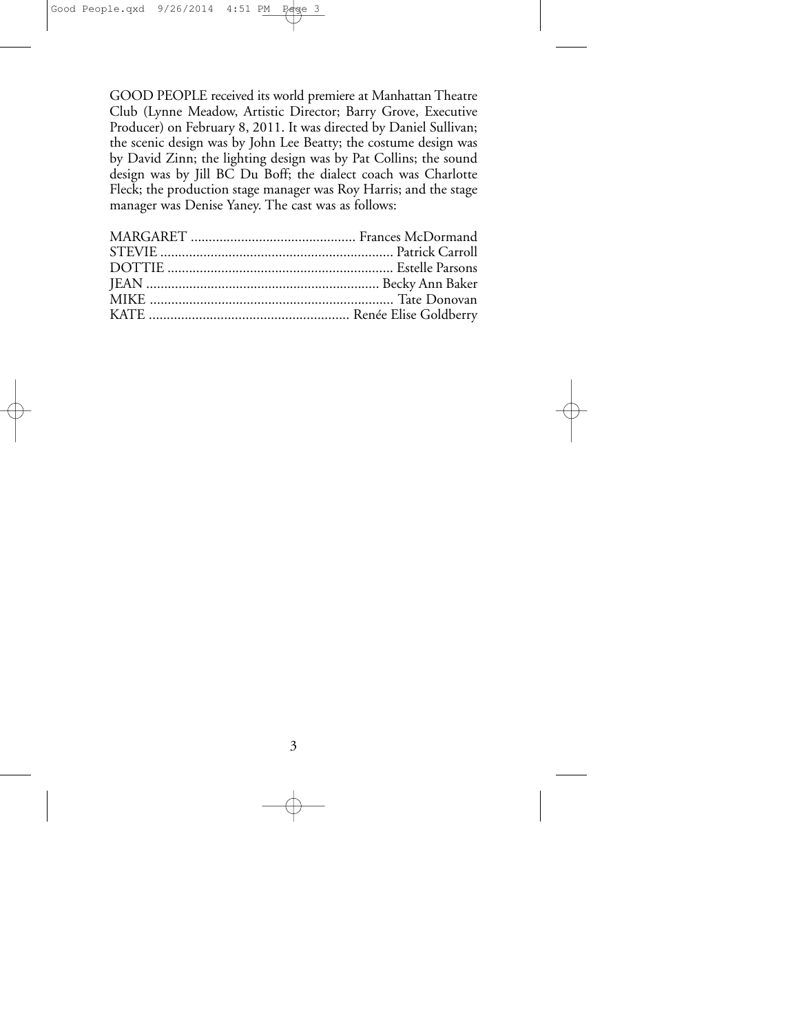GOOD PEOPLE received its world premiere at Manhattan Theatre Club (Lynne Meadow, Artistic Director; Barry Grove, Executive Producer) on February 8, 2011. It was directed by Daniel Sullivan; the scenic design was by John Lee Beatty; the costume design was by David Zinn; the lighting design was by Pat Collins; the sound design was by Jill BC Du Boff; the dialect coach was Charlotte Fleck; the production stage manager was Roy Harris; and the stage manager was Denise Yaney. The cast was as follows:

MARGARET ............................................. Frances McDormand
STEVIE ................................................................ Patrick Carroll
DOTTIE .............................................................. Estelle Parsons
JEAN ................................................................ Becky Ann Baker
MIKE ................................................................... Tate Donovan
KATE ........................................................ Renée Elise Goldberry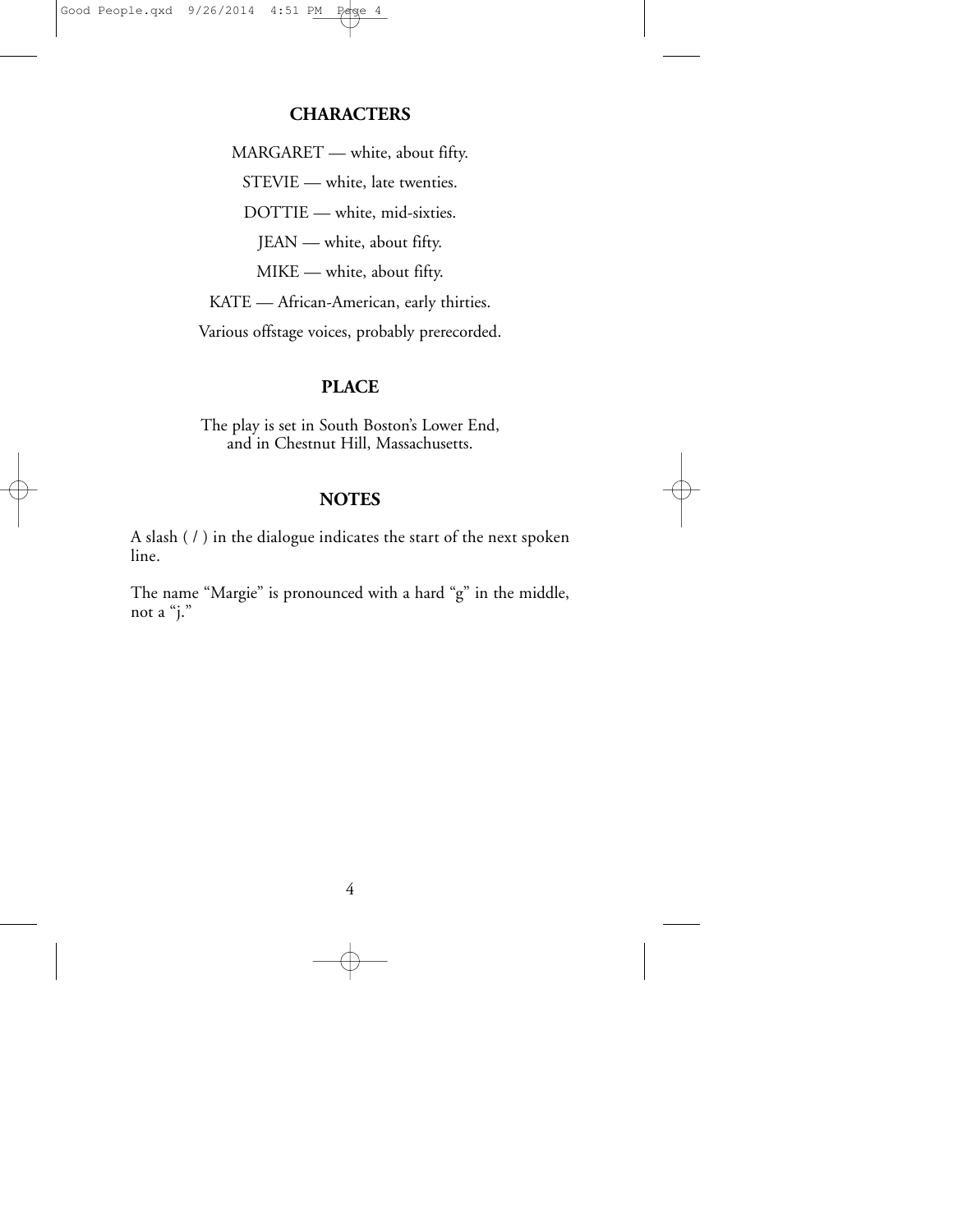## CHARACTERS

MARGARET — white, about fifty.

STEVIE — white, late twenties.

DOTTIE — white, mid-sixties.

JEAN — white, about fifty.

MIKE — white, about fifty.

KATE — African-American, early thirties.

Various offstage voices, probably prerecorded.

## PLACE

The play is set in South Boston's Lower End, and in Chestnut Hill, Massachusetts.

## NOTES

A slash ( / ) in the dialogue indicates the start of the next spoken line.

The name "Margie" is pronounced with a hard "g" in the middle, not a "j."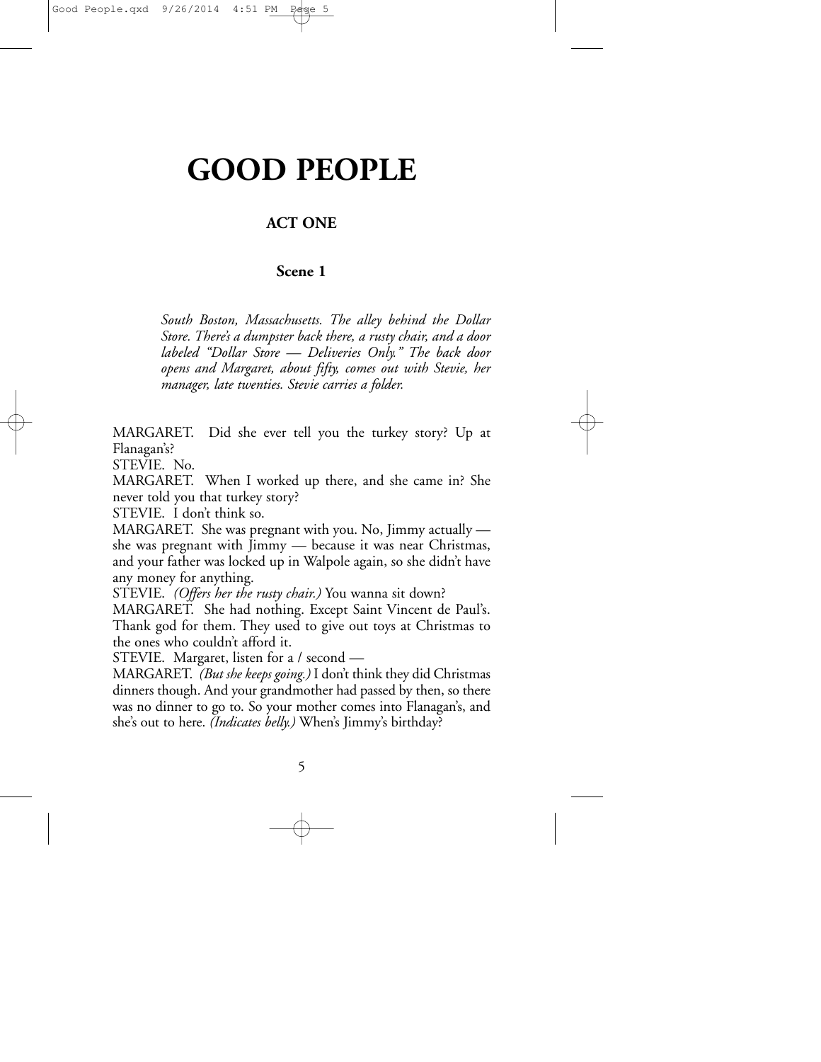# GOOD PEOPLE

## ACT ONE

### Scene 1

*South Boston, Massachusetts. The alley behind the Dollar Store. There's a dumpster back there, a rusty chair, and a door labeled "Dollar Store — Deliveries Only." The back door opens and Margaret, about fifty, comes out with Stevie, her manager, late twenties. Stevie carries a folder.*

MARGARET. Did she ever tell you the turkey story? Up at Flanagan's?

STEVIE. No.

MARGARET. When I worked up there, and she came in? She never told you that turkey story?

STEVIE. I don't think so.

MARGARET. She was pregnant with you. No, Jimmy actually — she was pregnant with Jimmy — because it was near Christmas, and your father was locked up in Walpole again, so she didn't have any money for anything.

STEVIE. *(Offers her the rusty chair.)* You wanna sit down?

MARGARET. She had nothing. Except Saint Vincent de Paul's. Thank god for them. They used to give out toys at Christmas to the ones who couldn't afford it.

STEVIE. Margaret, listen for a / second —

MARGARET. *(But she keeps going.)* I don't think they did Christmas dinners though. And your grandmother had passed by then, so there was no dinner to go to. So your mother comes into Flanagan's, and she's out to here. *(Indicates belly.)* When's Jimmy's birthday?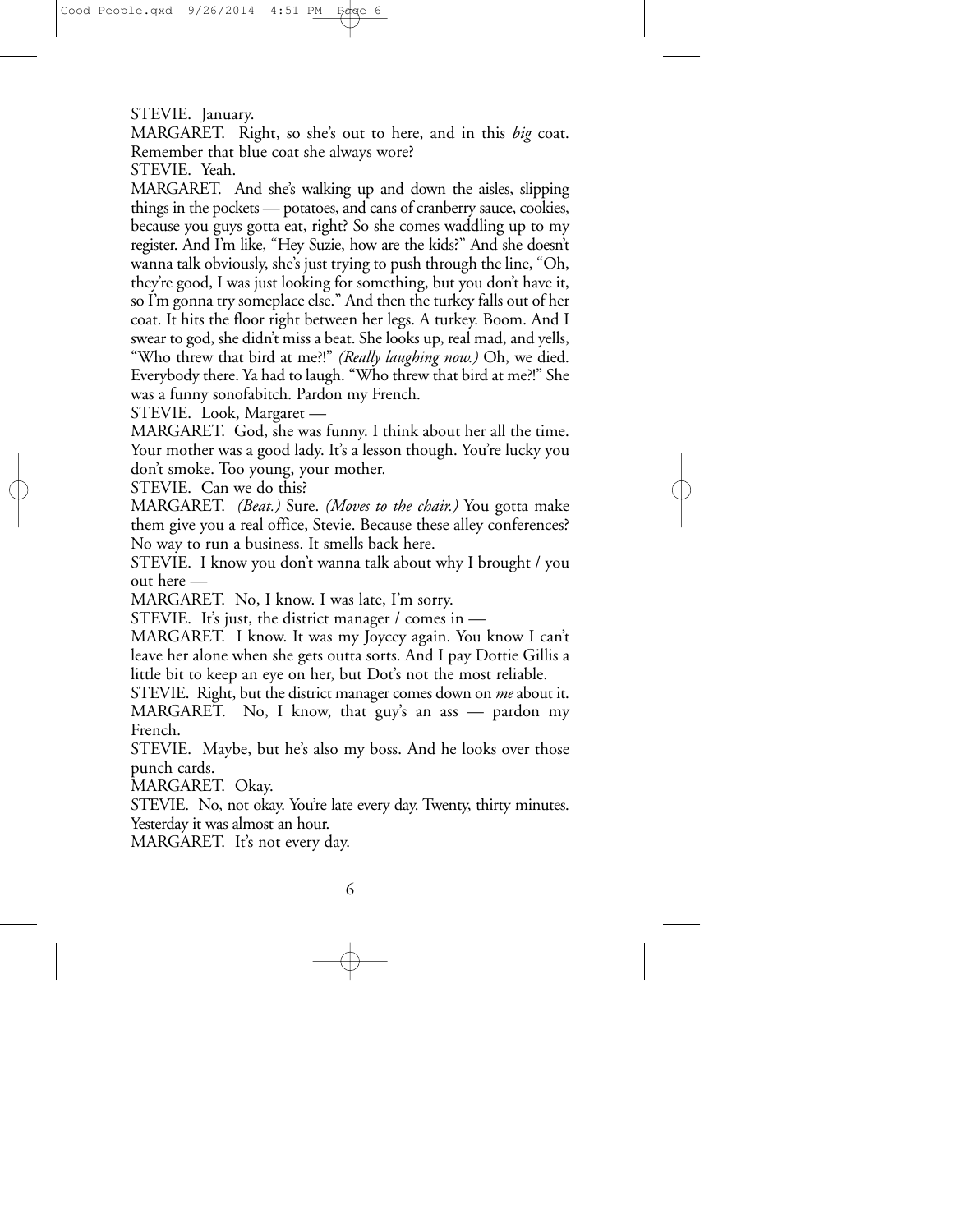STEVIE. January.

MARGARET. Right, so she's out to here, and in this *big* coat. Remember that blue coat she always wore?

STEVIE. Yeah.

MARGARET. And she's walking up and down the aisles, slipping things in the pockets — potatoes, and cans of cranberry sauce, cookies, because you guys gotta eat, right? So she comes waddling up to my register. And I'm like, "Hey Suzie, how are the kids?" And she doesn't wanna talk obviously, she's just trying to push through the line, "Oh, they're good, I was just looking for something, but you don't have it, so I'm gonna try someplace else." And then the turkey falls out of her coat. It hits the floor right between her legs. A turkey. Boom. And I swear to god, she didn't miss a beat. She looks up, real mad, and yells, "Who threw that bird at me?!" *(Really laughing now.)* Oh, we died. Everybody there. Ya had to laugh. "Who threw that bird at me?!" She was a funny sonofabitch. Pardon my French.

STEVIE. Look, Margaret —

MARGARET. God, she was funny. I think about her all the time. Your mother was a good lady. It's a lesson though. You're lucky you don't smoke. Too young, your mother.

STEVIE. Can we do this?

MARGARET. *(Beat.)* Sure. *(Moves to the chair.)* You gotta make them give you a real office, Stevie. Because these alley conferences? No way to run a business. It smells back here.

STEVIE. I know you don't wanna talk about why I brought / you out here —

MARGARET. No, I know. I was late, I'm sorry.

STEVIE. It's just, the district manager / comes in —

MARGARET. I know. It was my Joycey again. You know I can't leave her alone when she gets outta sorts. And I pay Dottie Gillis a little bit to keep an eye on her, but Dot's not the most reliable.

STEVIE. Right, but the district manager comes down on *me* about it.

MARGARET. No, I know, that guy's an ass — pardon my French.

STEVIE. Maybe, but he's also my boss. And he looks over those punch cards.

MARGARET. Okay.

STEVIE. No, not okay. You're late every day. Twenty, thirty minutes. Yesterday it was almost an hour.

MARGARET. It's not every day.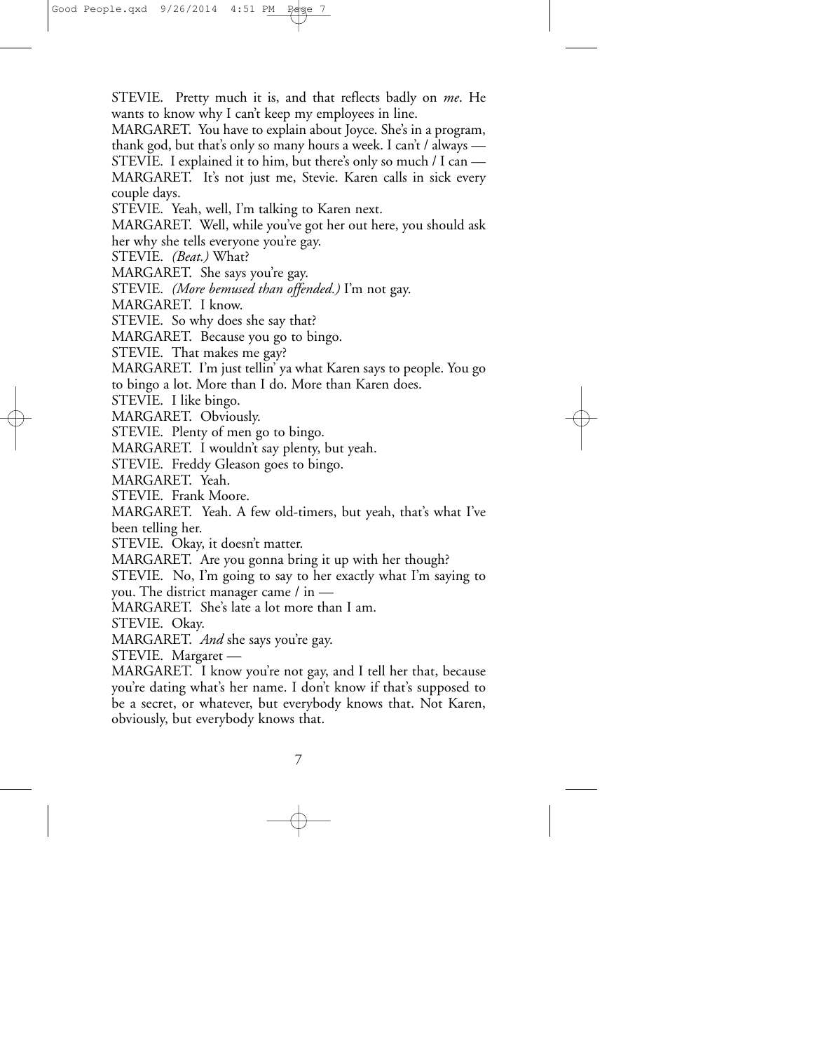STEVIE. Pretty much it is, and that reflects badly on *me*. He wants to know why I can't keep my employees in line.

MARGARET. You have to explain about Joyce. She's in a program, thank god, but that's only so many hours a week. I can't / always —

STEVIE. I explained it to him, but there's only so much / I can —

MARGARET. It's not just me, Stevie. Karen calls in sick every couple days.

STEVIE. Yeah, well, I'm talking to Karen next.

MARGARET. Well, while you've got her out here, you should ask her why she tells everyone you're gay.

STEVIE. *(Beat.)* What?

MARGARET. She says you're gay.

STEVIE. *(More bemused than offended.)* I'm not gay.

MARGARET. I know.

STEVIE. So why does she say that?

MARGARET. Because you go to bingo.

STEVIE. That makes me gay?

MARGARET. I'm just tellin' ya what Karen says to people. You go to bingo a lot. More than I do. More than Karen does.

STEVIE. I like bingo.

MARGARET. Obviously.

STEVIE. Plenty of men go to bingo.

MARGARET. I wouldn't say plenty, but yeah.

STEVIE. Freddy Gleason goes to bingo.

MARGARET. Yeah.

STEVIE. Frank Moore.

MARGARET. Yeah. A few old-timers, but yeah, that's what I've been telling her.

STEVIE. Okay, it doesn't matter.

MARGARET. Are you gonna bring it up with her though?

STEVIE. No, I'm going to say to her exactly what I'm saying to you. The district manager came / in —

MARGARET. She's late a lot more than I am.

STEVIE. Okay.

MARGARET. *And* she says you're gay.

STEVIE. Margaret —

MARGARET. I know you're not gay, and I tell her that, because you're dating what's her name. I don't know if that's supposed to be a secret, or whatever, but everybody knows that. Not Karen, obviously, but everybody knows that.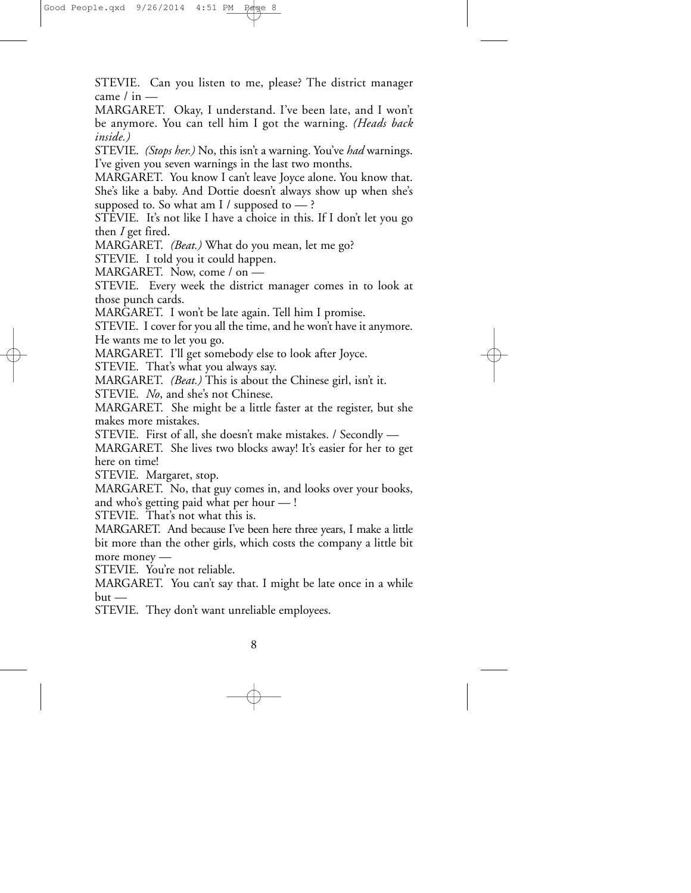STEVIE. Can you listen to me, please? The district manager came / in —

MARGARET. Okay, I understand. I've been late, and I won't be anymore. You can tell him I got the warning. *(Heads back inside.)*

STEVIE. *(Stops her.)* No, this isn't a warning. You've *had* warnings. I've given you seven warnings in the last two months.

MARGARET. You know I can't leave Joyce alone. You know that. She's like a baby. And Dottie doesn't always show up when she's supposed to. So what am I / supposed to — ?

STEVIE. It's not like I have a choice in this. If I don't let you go then *I* get fired.

MARGARET. *(Beat.)* What do you mean, let me go?

STEVIE. I told you it could happen.

MARGARET. Now, come / on —

STEVIE. Every week the district manager comes in to look at those punch cards.

MARGARET. I won't be late again. Tell him I promise.

STEVIE. I cover for you all the time, and he won't have it anymore. He wants me to let you go.

MARGARET. I'll get somebody else to look after Joyce.

STEVIE. That's what you always say.

MARGARET. *(Beat.)* This is about the Chinese girl, isn't it.

STEVIE. *No*, and she's not Chinese.

MARGARET. She might be a little faster at the register, but she makes more mistakes.

STEVIE. First of all, she doesn't make mistakes. / Secondly —

MARGARET. She lives two blocks away! It's easier for her to get here on time!

STEVIE. Margaret, stop.

MARGARET. No, that guy comes in, and looks over your books, and who's getting paid what per hour — !

STEVIE. That's not what this is.

MARGARET. And because I've been here three years, I make a little bit more than the other girls, which costs the company a little bit more money —

STEVIE. You're not reliable.

MARGARET. You can't say that. I might be late once in a while but —

STEVIE. They don't want unreliable employees.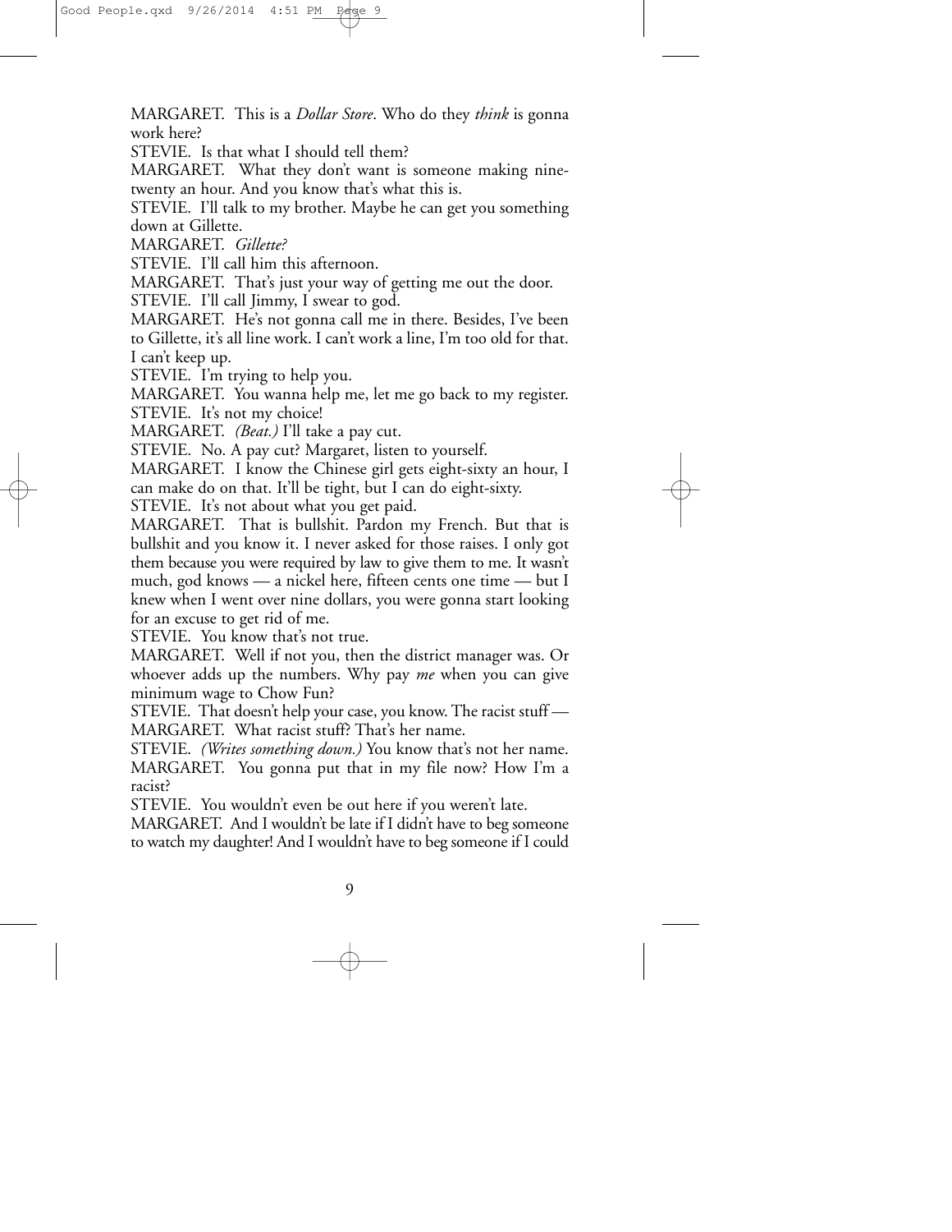MARGARET. This is a *Dollar Store*. Who do they *think* is gonna work here?

STEVIE. Is that what I should tell them?

MARGARET. What they don't want is someone making nine-twenty an hour. And you know that's what this is.

STEVIE. I'll talk to my brother. Maybe he can get you something down at Gillette.

MARGARET. *Gillette?*

STEVIE. I'll call him this afternoon.

MARGARET. That's just your way of getting me out the door.

STEVIE. I'll call Jimmy, I swear to god.

MARGARET. He's not gonna call me in there. Besides, I've been to Gillette, it's all line work. I can't work a line, I'm too old for that. I can't keep up.

STEVIE. I'm trying to help you.

MARGARET. You wanna help me, let me go back to my register.

STEVIE. It's not my choice!

MARGARET. *(Beat.)* I'll take a pay cut.

STEVIE. No. A pay cut? Margaret, listen to yourself.

MARGARET. I know the Chinese girl gets eight-sixty an hour, I can make do on that. It'll be tight, but I can do eight-sixty.

STEVIE. It's not about what you get paid.

MARGARET. That is bullshit. Pardon my French. But that is bullshit and you know it. I never asked for those raises. I only got them because you were required by law to give them to me. It wasn't much, god knows — a nickel here, fifteen cents one time — but I knew when I went over nine dollars, you were gonna start looking for an excuse to get rid of me.

STEVIE. You know that's not true.

MARGARET. Well if not you, then the district manager was. Or whoever adds up the numbers. Why pay *me* when you can give minimum wage to Chow Fun?

STEVIE. That doesn't help your case, you know. The racist stuff —

MARGARET. What racist stuff? That's her name.

STEVIE. *(Writes something down.)* You know that's not her name.

MARGARET. You gonna put that in my file now? How I'm a racist?

STEVIE. You wouldn't even be out here if you weren't late.

MARGARET. And I wouldn't be late if I didn't have to beg someone to watch my daughter! And I wouldn't have to beg someone if I could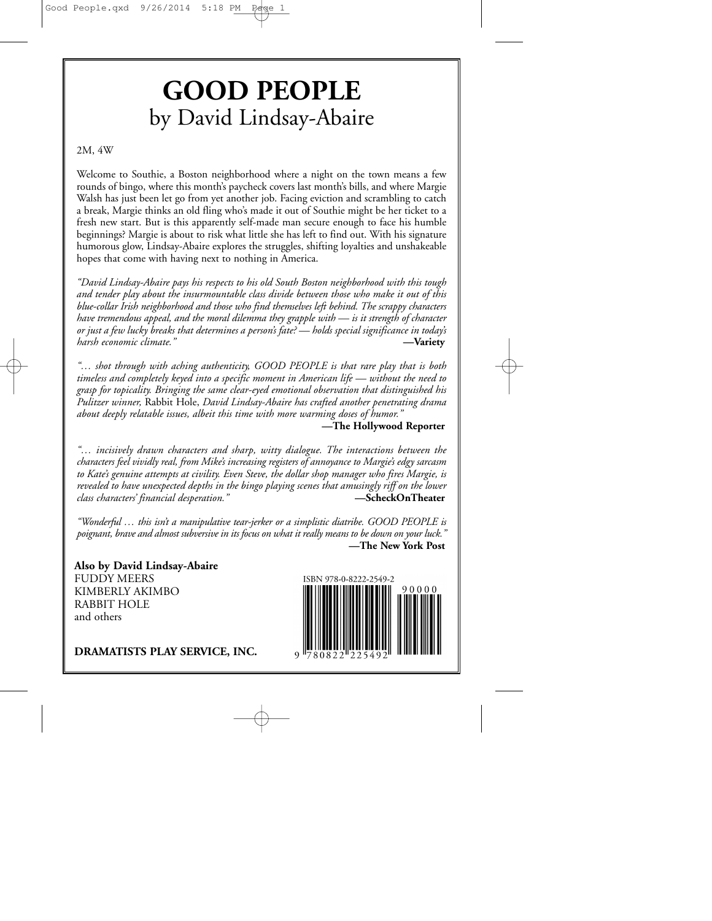# GOOD PEOPLE
## by David Lindsay-Abaire

2M, 4W

Welcome to Southie, a Boston neighborhood where a night on the town means a few rounds of bingo, where this month's paycheck covers last month's bills, and where Margie Walsh has just been let go from yet another job. Facing eviction and scrambling to catch a break, Margie thinks an old fling who's made it out of Southie might be her ticket to a fresh new start. But is this apparently self-made man secure enough to face his humble beginnings? Margie is about to risk what little she has left to find out. With his signature humorous glow, Lindsay-Abaire explores the struggles, shifting loyalties and unshakeable hopes that come with having next to nothing in America.

*"David Lindsay-Abaire pays his respects to his old South Boston neighborhood with this tough and tender play about the insurmountable class divide between those who make it out of this blue-collar Irish neighborhood and those who find themselves left behind. The scrappy characters have tremendous appeal, and the moral dilemma they grapple with — is it strength of character or just a few lucky breaks that determines a person's fate? — holds special significance in today's harsh economic climate."* **—Variety**

*"… shot through with aching authenticity, GOOD PEOPLE is that rare play that is both timeless and completely keyed into a specific moment in American life — without the need to grasp for topicality. Bringing the same clear-eyed emotional observation that distinguished his Pulitzer winner,* Rabbit Hole, *David Lindsay-Abaire has crafted another penetrating drama about deeply relatable issues, albeit this time with more warming doses of humor."*

**—The Hollywood Reporter**

*"… incisively drawn characters and sharp, witty dialogue. The interactions between the characters feel vividly real, from Mike's increasing registers of annoyance to Margie's edgy sarcasm to Kate's genuine attempts at civility. Even Steve, the dollar shop manager who fires Margie, is revealed to have unexpected depths in the bingo playing scenes that amusingly riff on the lower class characters' financial desperation."* **—ScheckOnTheater**

*"Wonderful … this isn't a manipulative tear-jerker or a simplistic diatribe. GOOD PEOPLE is poignant, brave and almost subversive in its focus on what it really means to be down on your luck."*

**—The New York Post**

**Also by David Lindsay-Abaire**
FUDDY MEERS
KIMBERLY AKIMBO
RABBIT HOLE
and others

ISBN 978-0-8222-2549-2

**DRAMATISTS PLAY SERVICE, INC.**